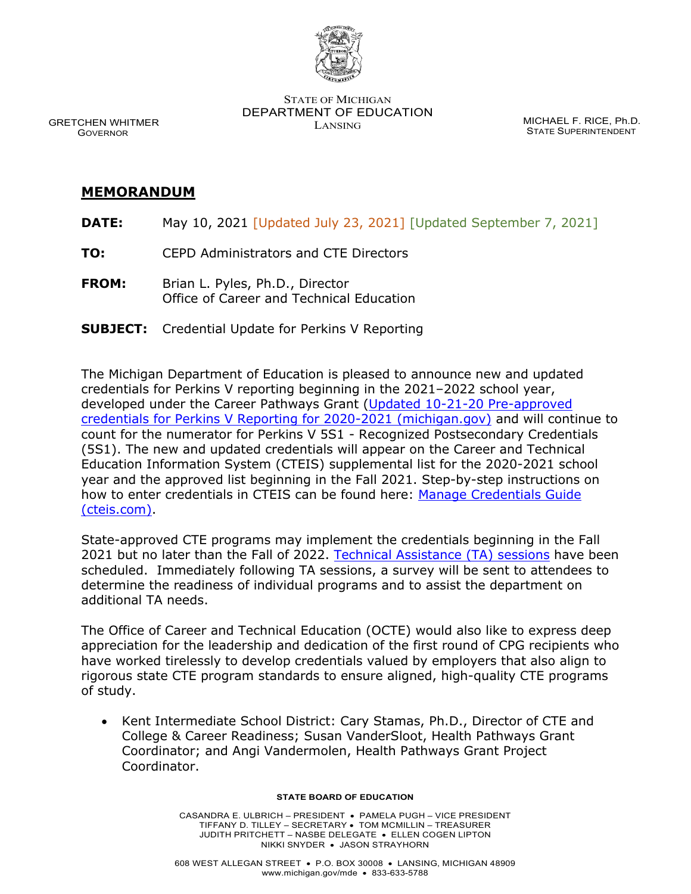STATE OF MICHIGAN
DEPARTMENT OF EDUCATION
LANSING

GRETCHEN WHITMER
GOVERNOR

MICHAEL F. RICE, Ph.D.
STATE SUPERINTENDENT

# MEMORANDUM

**DATE:** May 10, 2021 [Updated July 23, 2021] [Updated September 7, 2021]

**TO:** CEPD Administrators and CTE Directors

**FROM:** Brian L. Pyles, Ph.D., Director
Office of Career and Technical Education

**SUBJECT:** Credential Update for Perkins V Reporting

The Michigan Department of Education is pleased to announce new and updated credentials for Perkins V reporting beginning in the 2021–2022 school year, developed under the Career Pathways Grant (Updated 10-21-20 Pre-approved credentials for Perkins V Reporting for 2020-2021 (michigan.gov) and will continue to count for the numerator for Perkins V 5S1 - Recognized Postsecondary Credentials (5S1). The new and updated credentials will appear on the Career and Technical Education Information System (CTEIS) supplemental list for the 2020-2021 school year and the approved list beginning in the Fall 2021. Step-by-step instructions on how to enter credentials in CTEIS can be found here: Manage Credentials Guide (cteis.com).

State-approved CTE programs may implement the credentials beginning in the Fall 2021 but no later than the Fall of 2022. Technical Assistance (TA) sessions have been scheduled. Immediately following TA sessions, a survey will be sent to attendees to determine the readiness of individual programs and to assist the department on additional TA needs.

The Office of Career and Technical Education (OCTE) would also like to express deep appreciation for the leadership and dedication of the first round of CPG recipients who have worked tirelessly to develop credentials valued by employers that also align to rigorous state CTE program standards to ensure aligned, high-quality CTE programs of study.

- Kent Intermediate School District: Cary Stamas, Ph.D., Director of CTE and College & Career Readiness; Susan VanderSloot, Health Pathways Grant Coordinator; and Angi Vandermolen, Health Pathways Grant Project Coordinator.

STATE BOARD OF EDUCATION

CASANDRA E. ULBRICH – PRESIDENT • PAMELA PUGH – VICE PRESIDENT
TIFFANY D. TILLEY – SECRETARY • TOM MCMILLIN – TREASURER
JUDITH PRITCHETT – NASBE DELEGATE • ELLEN COGEN LIPTON
NIKKI SNYDER • JASON STRAYHORN

608 WEST ALLEGAN STREET • P.O. BOX 30008 • LANSING, MICHIGAN 48909
www.michigan.gov/mde • 833-633-5788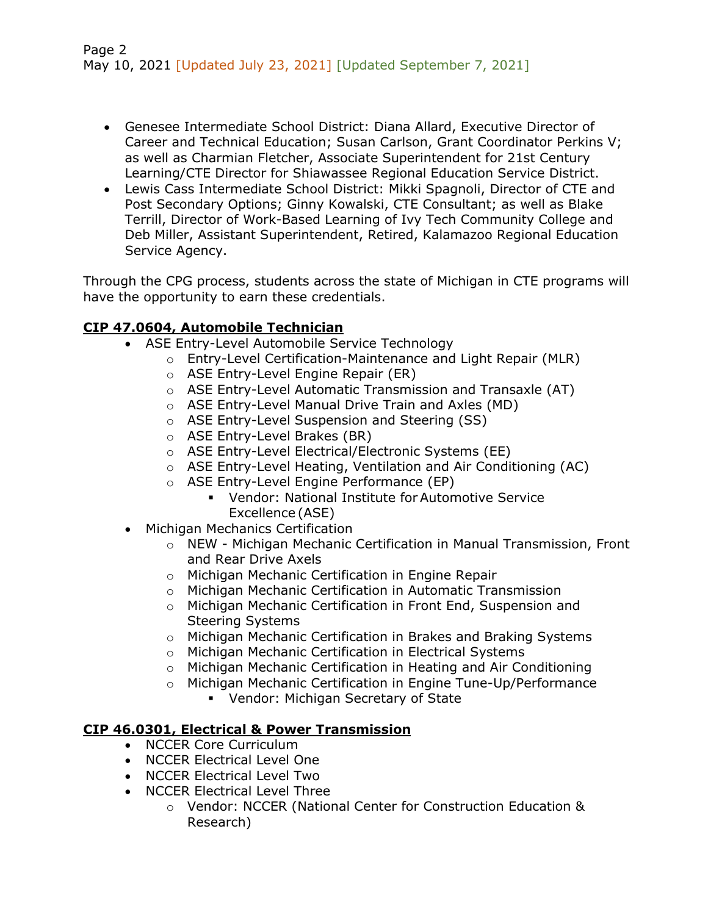- Genesee Intermediate School District: Diana Allard, Executive Director of Career and Technical Education; Susan Carlson, Grant Coordinator Perkins V; as well as Charmian Fletcher, Associate Superintendent for 21st Century Learning/CTE Director for Shiawassee Regional Education Service District.
- Lewis Cass Intermediate School District: Mikki Spagnoli, Director of CTE and Post Secondary Options; Ginny Kowalski, CTE Consultant; as well as Blake Terrill, Director of Work-Based Learning of Ivy Tech Community College and Deb Miller, Assistant Superintendent, Retired, Kalamazoo Regional Education Service Agency.

Through the CPG process, students across the state of Michigan in CTE programs will have the opportunity to earn these credentials.

**CIP 47.0604, Automobile Technician**

- ASE Entry-Level Automobile Service Technology
  - Entry-Level Certification-Maintenance and Light Repair (MLR)
  - ASE Entry-Level Engine Repair (ER)
  - ASE Entry-Level Automatic Transmission and Transaxle (AT)
  - ASE Entry-Level Manual Drive Train and Axles (MD)
  - ASE Entry-Level Suspension and Steering (SS)
  - ASE Entry-Level Brakes (BR)
  - ASE Entry-Level Electrical/Electronic Systems (EE)
  - ASE Entry-Level Heating, Ventilation and Air Conditioning (AC)
  - ASE Entry-Level Engine Performance (EP)
    - Vendor: National Institute for Automotive Service Excellence (ASE)
- Michigan Mechanics Certification
  - NEW - Michigan Mechanic Certification in Manual Transmission, Front and Rear Drive Axels
  - Michigan Mechanic Certification in Engine Repair
  - Michigan Mechanic Certification in Automatic Transmission
  - Michigan Mechanic Certification in Front End, Suspension and Steering Systems
  - Michigan Mechanic Certification in Brakes and Braking Systems
  - Michigan Mechanic Certification in Electrical Systems
  - Michigan Mechanic Certification in Heating and Air Conditioning
  - Michigan Mechanic Certification in Engine Tune-Up/Performance
    - Vendor: Michigan Secretary of State

**CIP 46.0301, Electrical & Power Transmission**

- NCCER Core Curriculum
- NCCER Electrical Level One
- NCCER Electrical Level Two
- NCCER Electrical Level Three
  - Vendor: NCCER (National Center for Construction Education & Research)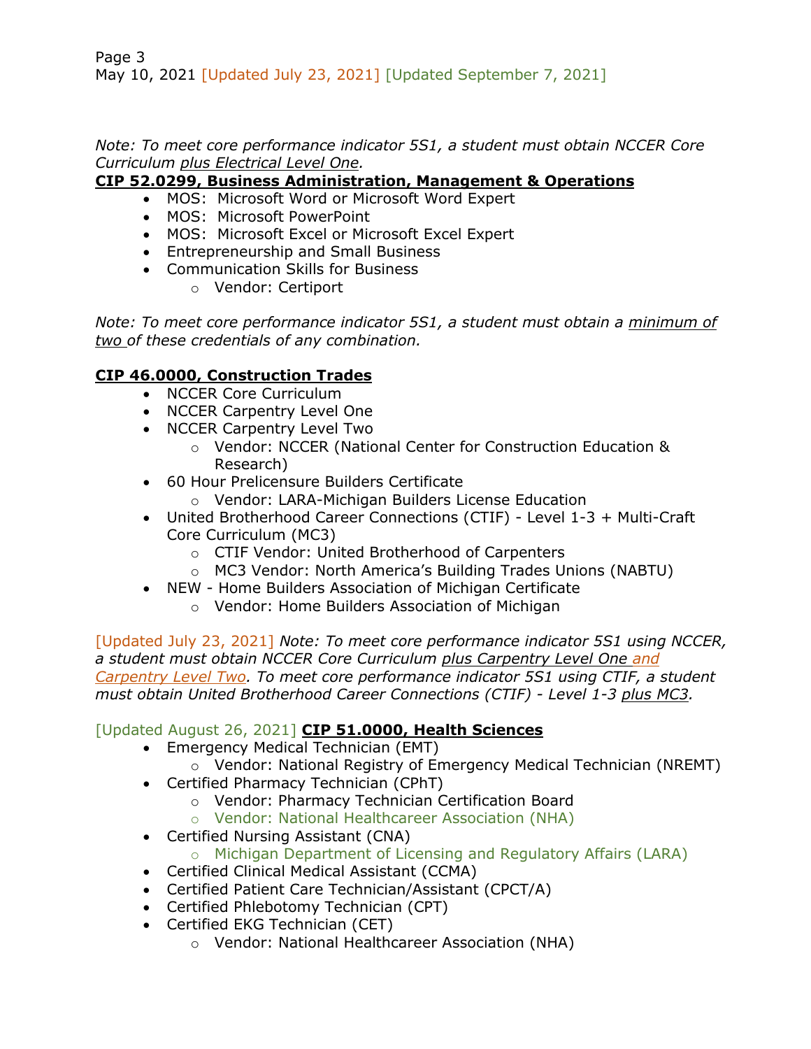*Note: To meet core performance indicator 5S1, a student must obtain NCCER Core Curriculum plus Electrical Level One.*

**CIP 52.0299, Business Administration, Management & Operations**

- MOS: Microsoft Word or Microsoft Word Expert
- MOS: Microsoft PowerPoint
- MOS: Microsoft Excel or Microsoft Excel Expert
- Entrepreneurship and Small Business
- Communication Skills for Business
  - Vendor: Certiport

*Note: To meet core performance indicator 5S1, a student must obtain a minimum of two of these credentials of any combination.*

**CIP 46.0000, Construction Trades**

- NCCER Core Curriculum
- NCCER Carpentry Level One
- NCCER Carpentry Level Two
  - Vendor: NCCER (National Center for Construction Education & Research)
- 60 Hour Prelicensure Builders Certificate
  - Vendor: LARA-Michigan Builders License Education
- United Brotherhood Career Connections (CTIF) - Level 1-3 + Multi-Craft Core Curriculum (MC3)
  - CTIF Vendor: United Brotherhood of Carpenters
  - MC3 Vendor: North America's Building Trades Unions (NABTU)
- NEW - Home Builders Association of Michigan Certificate
  - Vendor: Home Builders Association of Michigan

[Updated July 23, 2021] *Note: To meet core performance indicator 5S1 using NCCER, a student must obtain NCCER Core Curriculum plus Carpentry Level One and Carpentry Level Two. To meet core performance indicator 5S1 using CTIF, a student must obtain United Brotherhood Career Connections (CTIF) - Level 1-3 plus MC3.*

[Updated August 26, 2021] **CIP 51.0000, Health Sciences**

- Emergency Medical Technician (EMT)
  - Vendor: National Registry of Emergency Medical Technician (NREMT)
- Certified Pharmacy Technician (CPhT)
  - Vendor: Pharmacy Technician Certification Board
  - Vendor: National Healthcareer Association (NHA)
- Certified Nursing Assistant (CNA)
  - Michigan Department of Licensing and Regulatory Affairs (LARA)
- Certified Clinical Medical Assistant (CCMA)
- Certified Patient Care Technician/Assistant (CPCT/A)
- Certified Phlebotomy Technician (CPT)
- Certified EKG Technician (CET)
  - Vendor: National Healthcareer Association (NHA)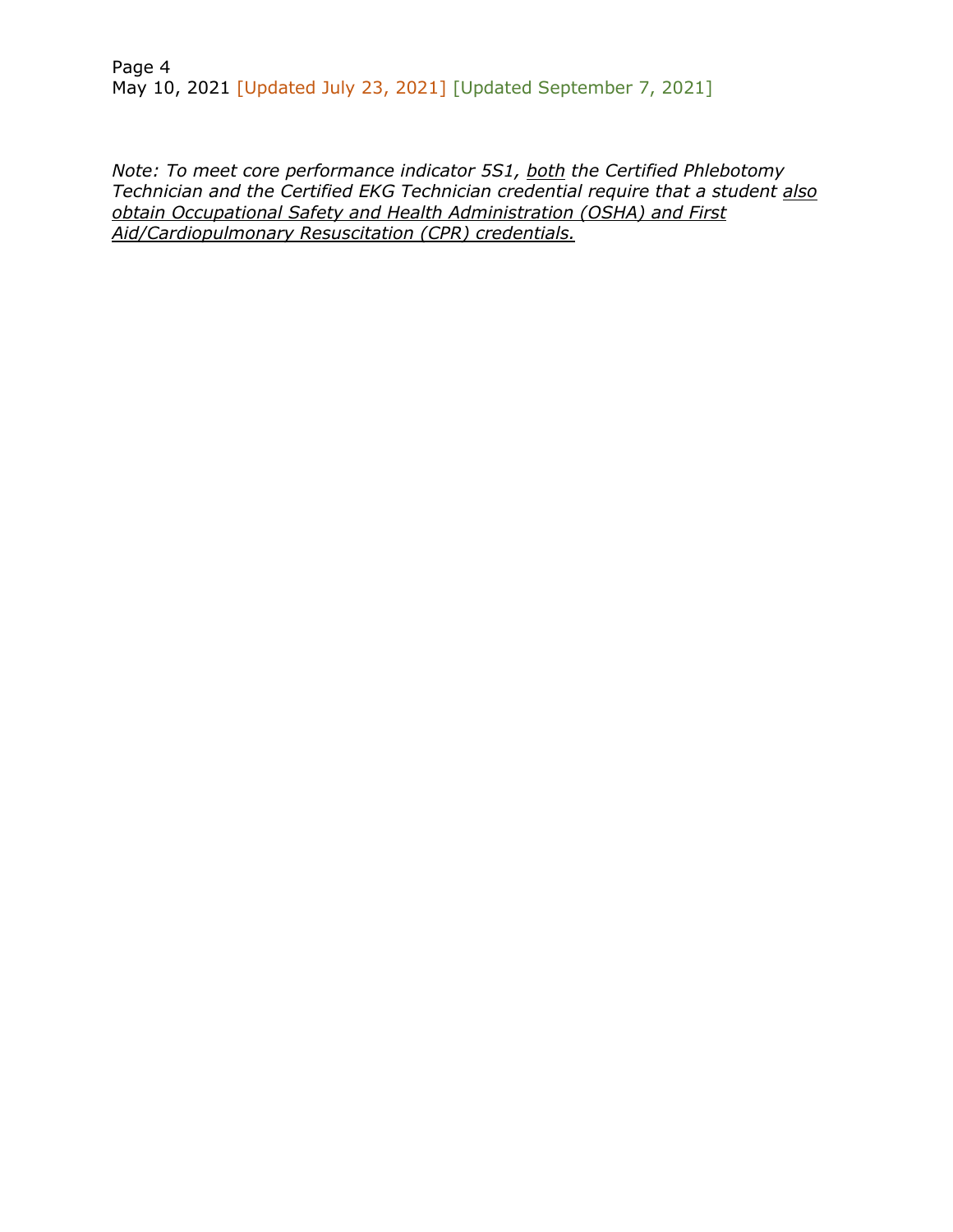*Note: To meet core performance indicator 5S1, both the Certified Phlebotomy Technician and the Certified EKG Technician credential require that a student also obtain Occupational Safety and Health Administration (OSHA) and First Aid/Cardiopulmonary Resuscitation (CPR) credentials.*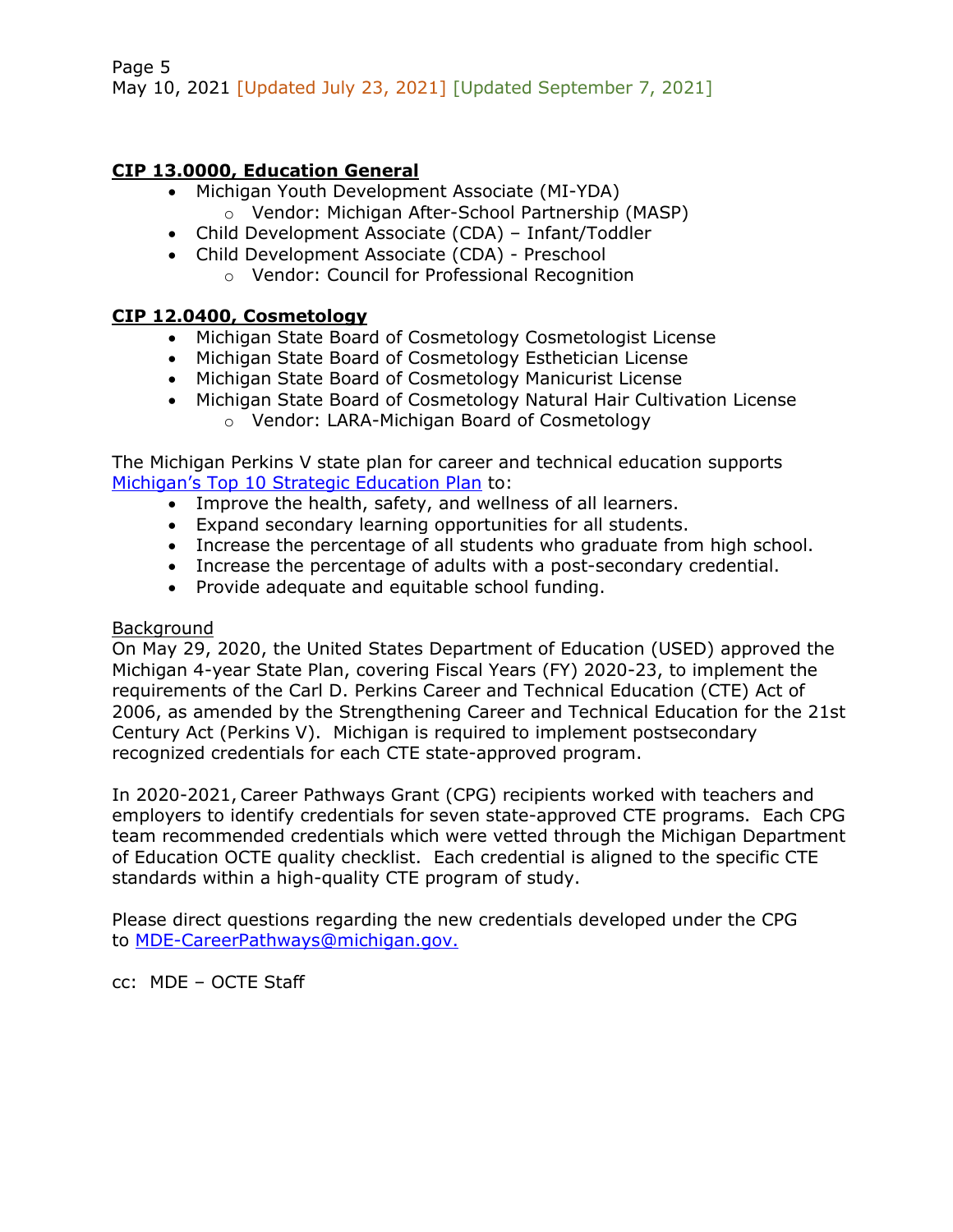**CIP 13.0000, Education General**

- Michigan Youth Development Associate (MI-YDA)
  - Vendor: Michigan After-School Partnership (MASP)
- Child Development Associate (CDA) – Infant/Toddler
- Child Development Associate (CDA) - Preschool
  - Vendor: Council for Professional Recognition

**CIP 12.0400, Cosmetology**

- Michigan State Board of Cosmetology Cosmetologist License
- Michigan State Board of Cosmetology Esthetician License
- Michigan State Board of Cosmetology Manicurist License
- Michigan State Board of Cosmetology Natural Hair Cultivation License
  - Vendor: LARA-Michigan Board of Cosmetology

The Michigan Perkins V state plan for career and technical education supports Michigan's Top 10 Strategic Education Plan to:

- Improve the health, safety, and wellness of all learners.
- Expand secondary learning opportunities for all students.
- Increase the percentage of all students who graduate from high school.
- Increase the percentage of adults with a post-secondary credential.
- Provide adequate and equitable school funding.

Background

On May 29, 2020, the United States Department of Education (USED) approved the Michigan 4-year State Plan, covering Fiscal Years (FY) 2020-23, to implement the requirements of the Carl D. Perkins Career and Technical Education (CTE) Act of 2006, as amended by the Strengthening Career and Technical Education for the 21st Century Act (Perkins V). Michigan is required to implement postsecondary recognized credentials for each CTE state-approved program.

In 2020-2021, Career Pathways Grant (CPG) recipients worked with teachers and employers to identify credentials for seven state-approved CTE programs. Each CPG team recommended credentials which were vetted through the Michigan Department of Education OCTE quality checklist. Each credential is aligned to the specific CTE standards within a high-quality CTE program of study.

Please direct questions regarding the new credentials developed under the CPG to MDE-CareerPathways@michigan.gov.

cc: MDE – OCTE Staff